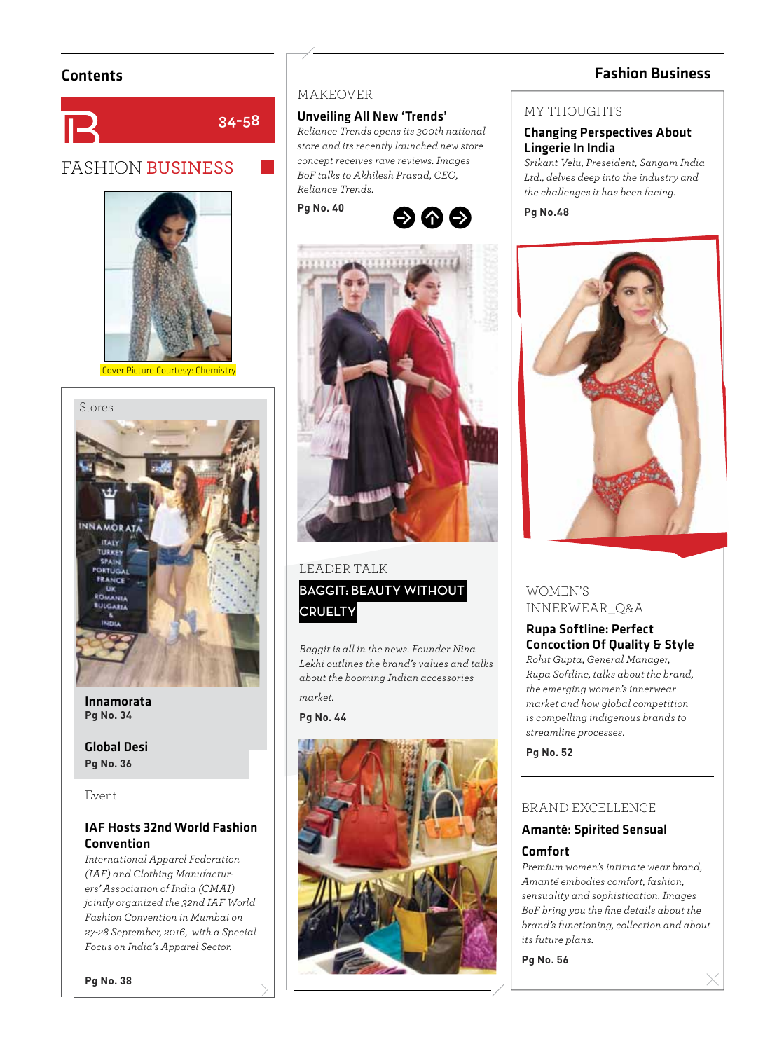## Contents

34-58

# FASHION BUSINESS

Cover Picture Courtesy: Chemistry

### Stores

**Innamorata**
**Pg No. 34**

**Global Desi**
**Pg No. 36**

### Event

**IAF Hosts 32nd World Fashion Convention**

*International Apparel Federation (IAF) and Clothing Manufacturers' Association of India (CMAI) jointly organized the 32nd IAF World Fashion Convention in Mumbai on 27-28 September, 2016, with a Special Focus on India's Apparel Sector.*

**Pg No. 38**

### MAKEOVER

**Unveiling All New 'Trends'**

*Reliance Trends opens its 300th national store and its recently launched new store concept receives rave reviews. Images BoF talks to Akhilesh Prasad, CEO, Reliance Trends.*

**Pg No. 40**

### LEADER TALK

**BAGGIT: BEAUTY WITHOUT CRUELTY**

*Baggit is all in the news. Founder Nina Lekhi outlines the brand's values and talks about the booming Indian accessories market.*

**Pg No. 44**

## Fashion Business

### MY THOUGHTS

**Changing Perspectives About Lingerie In India**

*Srikant Velu, Preseident, Sangam India Ltd., delves deep into the industry and the challenges it has been facing.*

**Pg No.48**

### WOMEN'S INNERWEAR_Q&A

**Rupa Softline: Perfect Concoction Of Quality & Style**

*Rohit Gupta, General Manager, Rupa Softline, talks about the brand, the emerging women's innerwear market and how global competition is compelling indigenous brands to streamline processes.*

**Pg No. 52**

### BRAND EXCELLENCE

**Amanté: Spirited Sensual Comfort**

*Premium women's intimate wear brand, Amanté embodies comfort, fashion, sensuality and sophistication. Images BoF bring you the fine details about the brand's functioning, collection and about its future plans.*

**Pg No. 56**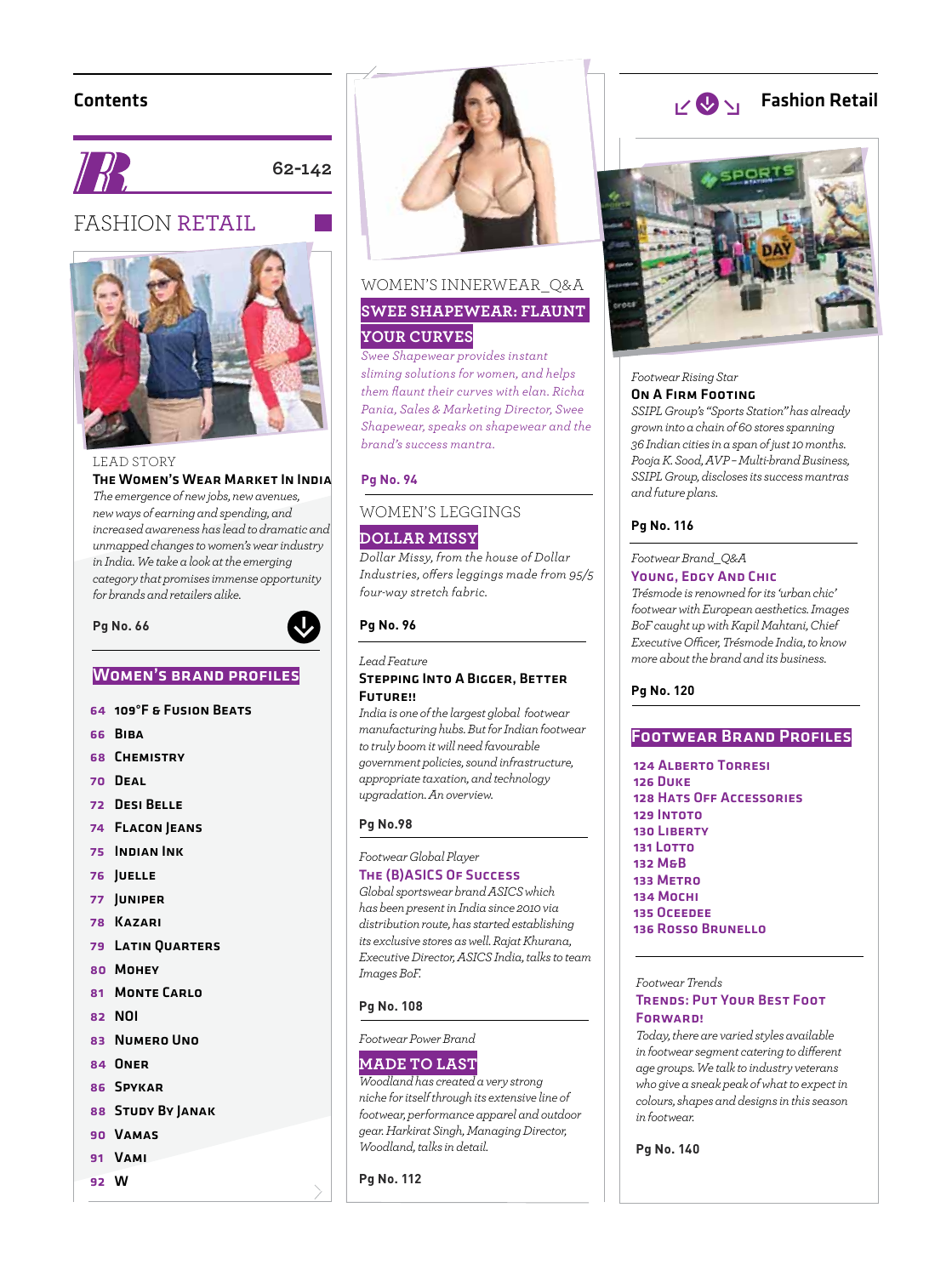# Contents

**62-142**

## FASHION RETAIL

LEAD STORY

**The Women's Wear Market In India**

*The emergence of new jobs, new avenues, new ways of earning and spending, and increased awareness has lead to dramatic and unmapped changes to women's wear industry in India. We take a look at the emerging category that promises immense opportunity for brands and retailers alike.*

**Pg No. 66**

### WOMEN'S BRAND PROFILES

- 64 109°F & Fusion Beats
- 66 Biba
- 68 Chemistry
- 70 Deal
- 72 Desi Belle
- 74 Flacon Jeans
- 75 Indian Ink
- 76 Juelle
- 77 Juniper
- 78 Kazari
- 79 Latin Quarters
- 80 Mohey
- 81 Monte Carlo
- 82 NOI
- 83 Numero Uno
- 84 Oner
- 86 Spykar
- 88 Study By Janak
- 90 Vamas
- 91 Vami
- 92 W

WOMEN'S INNERWEAR_Q&A

**SWEE SHAPEWEAR: FLAUNT YOUR CURVES**

*Swee Shapewear provides instant sliming solutions for women, and helps them flaunt their curves with elan. Richa Pania, Sales & Marketing Director, Swee Shapewear, speaks on shapewear and the brand's success mantra.*

**Pg No. 94**

WOMEN'S LEGGINGS

**DOLLAR MISSY**

*Dollar Missy, from the house of Dollar Industries, offers leggings made from 95/5 four-way stretch fabric.*

**Pg No. 96**

*Lead Feature*

**Stepping Into A Bigger, Better Future!!**

*India is one of the largest global footwear manufacturing hubs. But for Indian footwear to truly boom it will need favourable government policies, sound infrastructure, appropriate taxation, and technology upgradation. An overview.*

**Pg No.98**

*Footwear Global Player*

**The (B)ASICS Of Success**

*Global sportswear brand ASICS which has been present in India since 2010 via distribution route, has started establishing its exclusive stores as well. Rajat Khurana, Executive Director, ASICS India, talks to team Images BoF.*

**Pg No. 108**

*Footwear Power Brand*

**MADE TO LAST**

*Woodland has created a very strong niche for itself through its extensive line of footwear, performance apparel and outdoor gear. Harkirat Singh, Managing Director, Woodland, talks in detail.*

**Pg No. 112**

# Fashion Retail

*Footwear Rising Star*

**On A Firm Footing**

*SSIPL Group's "Sports Station" has already grown into a chain of 60 stores spanning 36 Indian cities in a span of just 10 months. Pooja K. Sood, AVP – Multi-brand Business, SSIPL Group, discloses its success mantras and future plans.*

**Pg No. 116**

*Footwear Brand_Q&A*

**Young, Edgy And Chic**

*Trésmode is renowned for its 'urban chic' footwear with European aesthetics. Images BoF caught up with Kapil Mahtani, Chief Executive Officer, Trésmode India, to know more about the brand and its business.*

**Pg No. 120**

### FOOTWEAR BRAND PROFILES

- 124 Alberto Torresi
- 126 Duke
- 128 Hats Off Accessories
- 129 Intoto
- 130 Liberty
- 131 Lotto
- 132 M&B
- 133 Metro
- 134 Mochi
- 135 Oceedee
- 136 Rosso Brunello

*Footwear Trends*

**Trends: Put Your Best Foot Forward!**

*Today, there are varied styles available in footwear segment catering to different age groups. We talk to industry veterans who give a sneak peak of what to expect in colours, shapes and designs in this season in footwear.*

**Pg No. 140**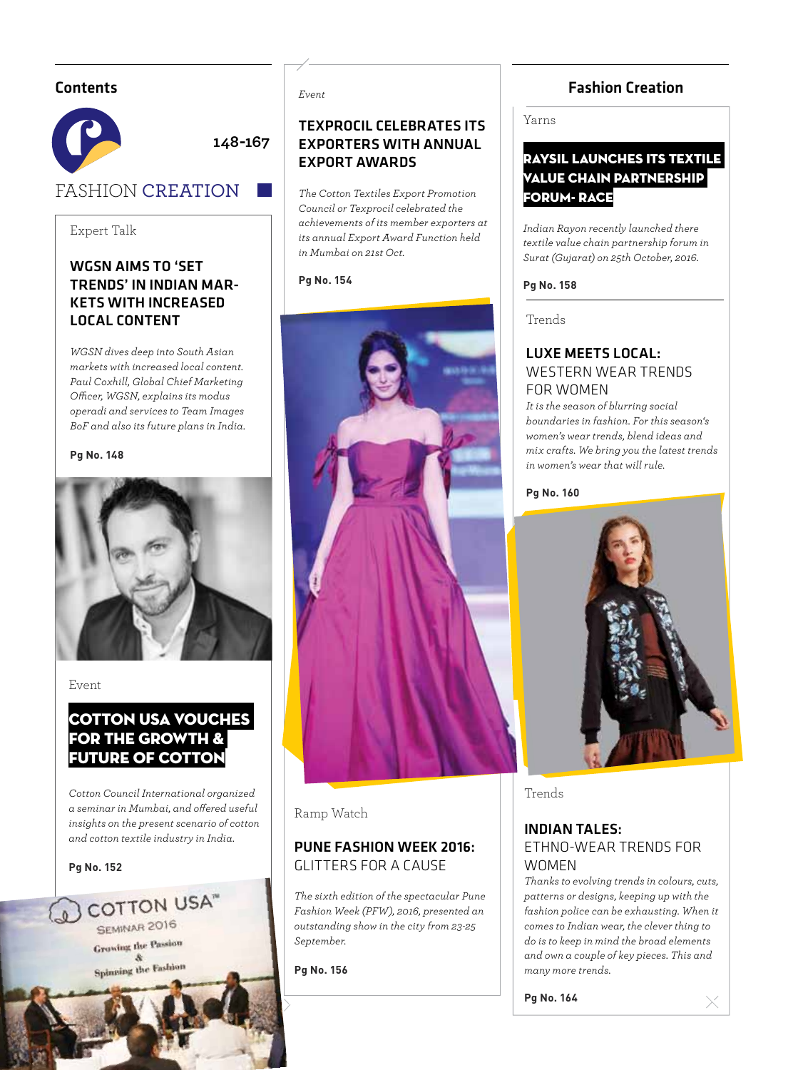## Contents

148-167

FASHION CREATION

Expert Talk

### WGSN AIMS TO 'SET TRENDS' IN INDIAN MARKETS WITH INCREASED LOCAL CONTENT

*WGSN dives deep into South Asian markets with increased local content. Paul Coxhill, Global Chief Marketing Officer, WGSN, explains its modus operadi and services to Team Images BoF and also its future plans in India.*

**Pg No. 148**

Event

### COTTON USA VOUCHES FOR THE GROWTH & FUTURE OF COTTON

*Cotton Council International organized a seminar in Mumbai, and offered useful insights on the present scenario of cotton and cotton textile industry in India.*

**Pg No. 152**

Event

### TEXPROCIL CELEBRATES ITS EXPORTERS WITH ANNUAL EXPORT AWARDS

*The Cotton Textiles Export Promotion Council or Texprocil celebrated the achievements of its member exporters at its annual Export Award Function held in Mumbai on 21st Oct.*

**Pg No. 154**

Ramp Watch

### PUNE FASHION WEEK 2016: GLITTERS FOR A CAUSE

*The sixth edition of the spectacular Pune Fashion Week (PFW), 2016, presented an outstanding show in the city from 23-25 September.*

**Pg No. 156**

## Fashion Creation

Yarns

### RAYSIL LAUNCHES ITS TEXTILE VALUE CHAIN PARTNERSHIP FORUM- RACE

*Indian Rayon recently launched there textile value chain partnership forum in Surat (Gujarat) on 25th October, 2016.*

**Pg No. 158**

Trends

### LUXE MEETS LOCAL: WESTERN WEAR TRENDS FOR WOMEN

*It is the season of blurring social boundaries in fashion. For this season's women's wear trends, blend ideas and mix crafts. We bring you the latest trends in women's wear that will rule.*

**Pg No. 160**

Trends

### INDIAN TALES: ETHNO-WEAR TRENDS FOR WOMEN

*Thanks to evolving trends in colours, cuts, patterns or designs, keeping up with the fashion police can be exhausting. When it comes to Indian wear, the clever thing to do is to keep in mind the broad elements and own a couple of key pieces. This and many more trends.*

**Pg No. 164**